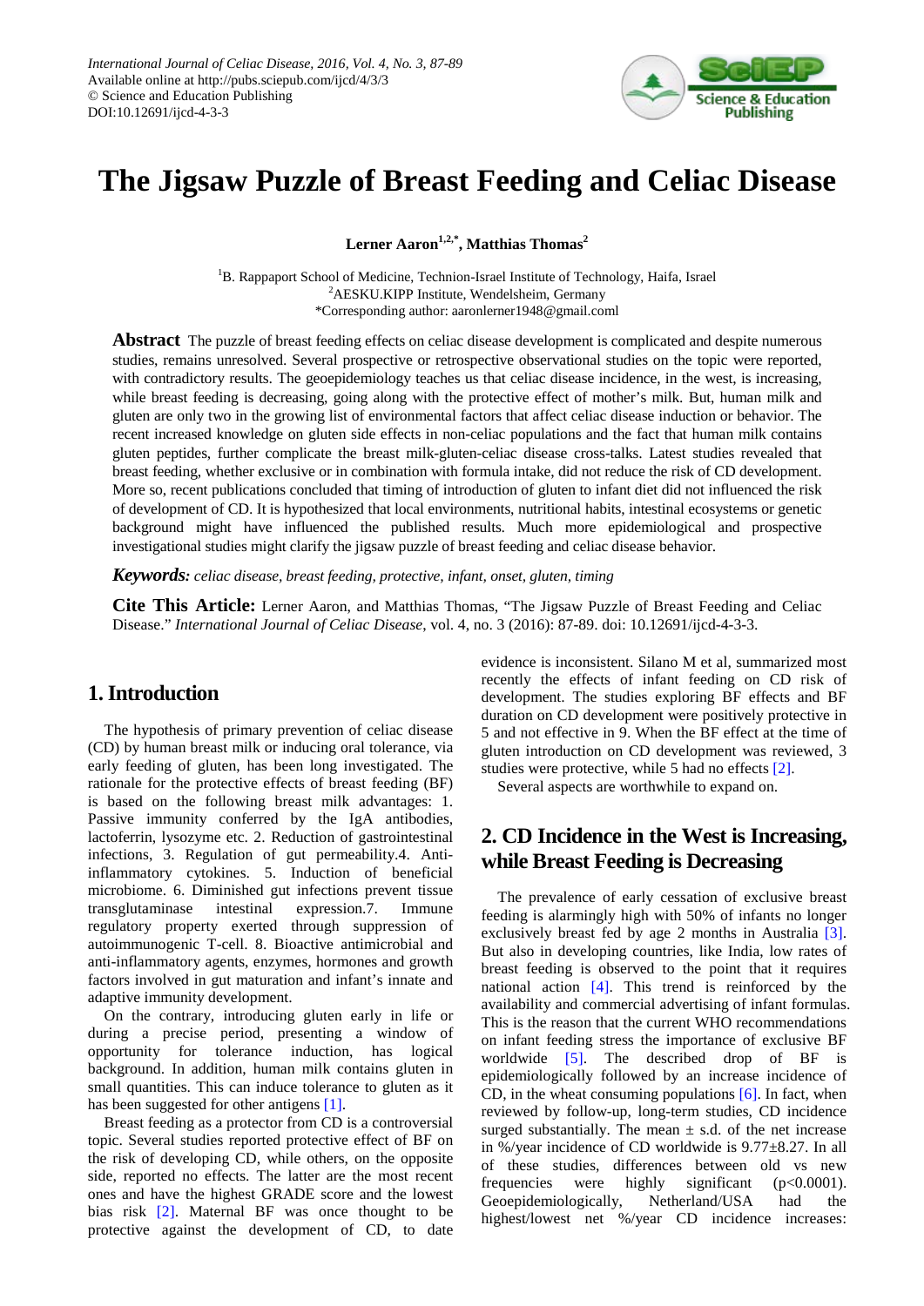# The Jigsaw Puzzle of Breast Feeding and Celiac Disease

**Lerner Aaron[1,2,*], Matthias Thomas[2]**

[1]B. Rappaport School of Medicine, Technion-Israel Institute of Technology, Haifa, Israel
[2]AESKU.KIPP Institute, Wendelsheim, Germany
*Corresponding author: aaronlerner1948@gmail.coml

**Abstract** The puzzle of breast feeding effects on celiac disease development is complicated and despite numerous studies, remains unresolved. Several prospective or retrospective observational studies on the topic were reported, with contradictory results. The geoepidemiology teaches us that celiac disease incidence, in the west, is increasing, while breast feeding is decreasing, going along with the protective effect of mother's milk. But, human milk and gluten are only two in the growing list of environmental factors that affect celiac disease induction or behavior. The recent increased knowledge on gluten side effects in non-celiac populations and the fact that human milk contains gluten peptides, further complicate the breast milk-gluten-celiac disease cross-talks. Latest studies revealed that breast feeding, whether exclusive or in combination with formula intake, did not reduce the risk of CD development. More so, recent publications concluded that timing of introduction of gluten to infant diet did not influenced the risk of development of CD. It is hypothesized that local environments, nutritional habits, intestinal ecosystems or genetic background might have influenced the published results. Much more epidemiological and prospective investigational studies might clarify the jigsaw puzzle of breast feeding and celiac disease behavior.

***Keywords:*** *celiac disease, breast feeding, protective, infant, onset, gluten, timing*

**Cite This Article:** Lerner Aaron, and Matthias Thomas, "The Jigsaw Puzzle of Breast Feeding and Celiac Disease." *International Journal of Celiac Disease*, vol. 4, no. 3 (2016): 87-89. doi: 10.12691/ijcd-4-3-3.

## 1. Introduction

The hypothesis of primary prevention of celiac disease (CD) by human breast milk or inducing oral tolerance, via early feeding of gluten, has been long investigated. The rationale for the protective effects of breast feeding (BF) is based on the following breast milk advantages: 1. Passive immunity conferred by the IgA antibodies, lactoferrin, lysozyme etc. 2. Reduction of gastrointestinal infections, 3. Regulation of gut permeability.4. Anti-inflammatory cytokines. 5. Induction of beneficial microbiome. 6. Diminished gut infections prevent tissue transglutaminase intestinal expression.7. Immune regulatory property exerted through suppression of autoimmunogenic T-cell. 8. Bioactive antimicrobial and anti-inflammatory agents, enzymes, hormones and growth factors involved in gut maturation and infant's innate and adaptive immunity development.

On the contrary, introducing gluten early in life or during a precise period, presenting a window of opportunity for tolerance induction, has logical background. In addition, human milk contains gluten in small quantities. This can induce tolerance to gluten as it has been suggested for other antigens [1].

Breast feeding as a protector from CD is a controversial topic. Several studies reported protective effect of BF on the risk of developing CD, while others, on the opposite side, reported no effects. The latter are the most recent ones and have the highest GRADE score and the lowest bias risk [2]. Maternal BF was once thought to be protective against the development of CD, to date evidence is inconsistent. Silano M et al, summarized most recently the effects of infant feeding on CD risk of development. The studies exploring BF effects and BF duration on CD development were positively protective in 5 and not effective in 9. When the BF effect at the time of gluten introduction on CD development was reviewed, 3 studies were protective, while 5 had no effects [2].

Several aspects are worthwhile to expand on.

## 2. CD Incidence in the West is Increasing, while Breast Feeding is Decreasing

The prevalence of early cessation of exclusive breast feeding is alarmingly high with 50% of infants no longer exclusively breast fed by age 2 months in Australia [3]. But also in developing countries, like India, low rates of breast feeding is observed to the point that it requires national action [4]. This trend is reinforced by the availability and commercial advertising of infant formulas. This is the reason that the current WHO recommendations on infant feeding stress the importance of exclusive BF worldwide [5]. The described drop of BF is epidemiologically followed by an increase incidence of CD, in the wheat consuming populations [6]. In fact, when reviewed by follow-up, long-term studies, CD incidence surged substantially. The mean ± s.d. of the net increase in %/year incidence of CD worldwide is 9.77±8.27. In all of these studies, differences between old vs new frequencies were highly significant ($p<0.0001$). Geoepidemiologically, Netherland/USA had the highest/lowest net %/year CD incidence increases: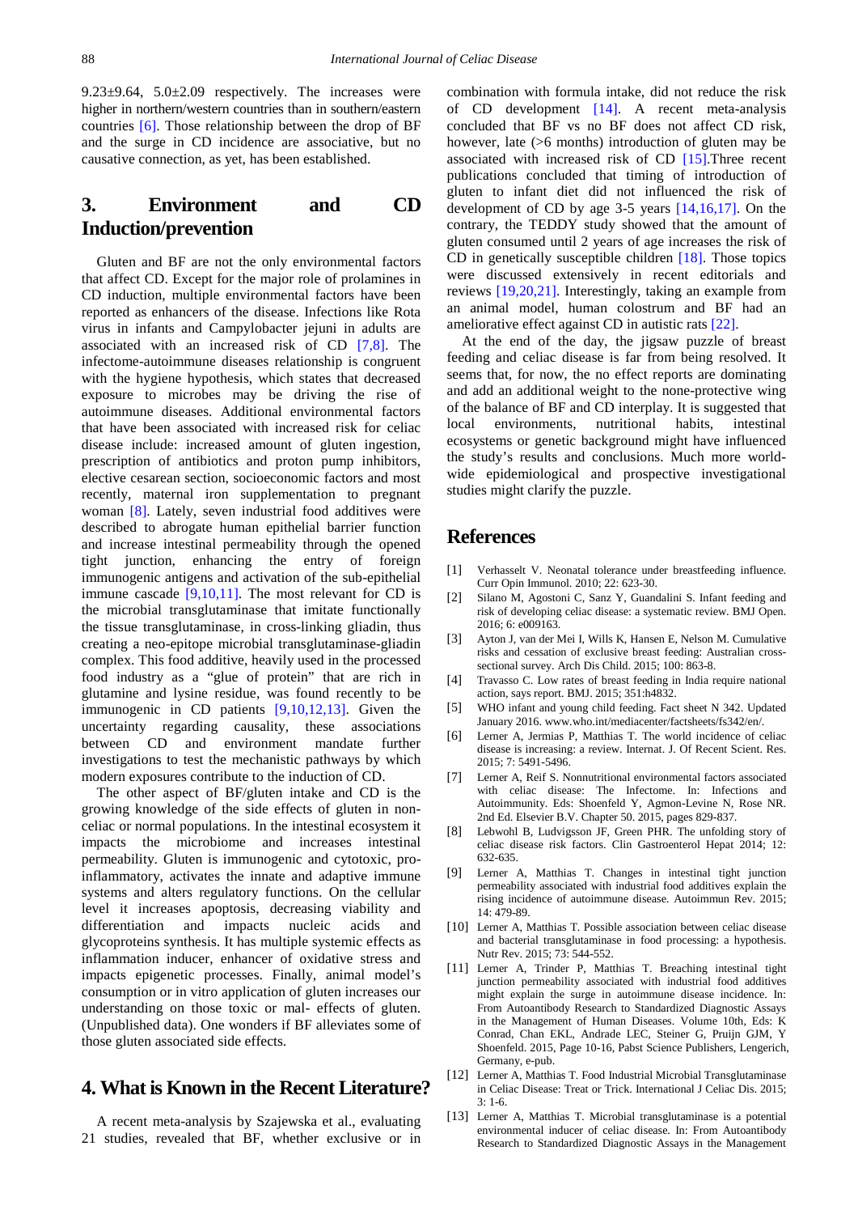9.23±9.64, 5.0±2.09 respectively. The increases were higher in northern/western countries than in southern/eastern countries [6]. Those relationship between the drop of BF and the surge in CD incidence are associative, but no causative connection, as yet, has been established.

## 3. Environment and CD Induction/prevention

Gluten and BF are not the only environmental factors that affect CD. Except for the major role of prolamines in CD induction, multiple environmental factors have been reported as enhancers of the disease. Infections like Rota virus in infants and Campylobacter jejuni in adults are associated with an increased risk of CD [7,8]. The infectome-autoimmune diseases relationship is congruent with the hygiene hypothesis, which states that decreased exposure to microbes may be driving the rise of autoimmune diseases. Additional environmental factors that have been associated with increased risk for celiac disease include: increased amount of gluten ingestion, prescription of antibiotics and proton pump inhibitors, elective cesarean section, socioeconomic factors and most recently, maternal iron supplementation to pregnant woman [8]. Lately, seven industrial food additives were described to abrogate human epithelial barrier function and increase intestinal permeability through the opened tight junction, enhancing the entry of foreign immunogenic antigens and activation of the sub-epithelial immune cascade [9,10,11]. The most relevant for CD is the microbial transglutaminase that imitate functionally the tissue transglutaminase, in cross-linking gliadin, thus creating a neo-epitope microbial transglutaminase-gliadin complex. This food additive, heavily used in the processed food industry as a "glue of protein" that are rich in glutamine and lysine residue, was found recently to be immunogenic in CD patients [9,10,12,13]. Given the uncertainty regarding causality, these associations between CD and environment mandate further investigations to test the mechanistic pathways by which modern exposures contribute to the induction of CD.

The other aspect of BF/gluten intake and CD is the growing knowledge of the side effects of gluten in non-celiac or normal populations. In the intestinal ecosystem it impacts the microbiome and increases intestinal permeability. Gluten is immunogenic and cytotoxic, pro-inflammatory, activates the innate and adaptive immune systems and alters regulatory functions. On the cellular level it increases apoptosis, decreasing viability and differentiation and impacts nucleic acids and glycoproteins synthesis. It has multiple systemic effects as inflammation inducer, enhancer of oxidative stress and impacts epigenetic processes. Finally, animal model's consumption or in vitro application of gluten increases our understanding on those toxic or mal- effects of gluten. (Unpublished data). One wonders if BF alleviates some of those gluten associated side effects.

## 4. What is Known in the Recent Literature?

A recent meta-analysis by Szajewska et al., evaluating 21 studies, revealed that BF, whether exclusive or in combination with formula intake, did not reduce the risk of CD development [14]. A recent meta-analysis concluded that BF vs no BF does not affect CD risk, however, late (>6 months) introduction of gluten may be associated with increased risk of CD [15].Three recent publications concluded that timing of introduction of gluten to infant diet did not influenced the risk of development of CD by age 3-5 years [14,16,17]. On the contrary, the TEDDY study showed that the amount of gluten consumed until 2 years of age increases the risk of CD in genetically susceptible children [18]. Those topics were discussed extensively in recent editorials and reviews [19,20,21]. Interestingly, taking an example from an animal model, human colostrum and BF had an ameliorative effect against CD in autistic rats [22].

At the end of the day, the jigsaw puzzle of breast feeding and celiac disease is far from being resolved. It seems that, for now, the no effect reports are dominating and add an additional weight to the none-protective wing of the balance of BF and CD interplay. It is suggested that local environments, nutritional habits, intestinal ecosystems or genetic background might have influenced the study's results and conclusions. Much more world-wide epidemiological and prospective investigational studies might clarify the puzzle.

## References

[1] Verhasselt V. Neonatal tolerance under breastfeeding influence. Curr Opin Immunol. 2010; 22: 623-30.

[2] Silano M, Agostoni C, Sanz Y, Guandalini S. Infant feeding and risk of developing celiac disease: a systematic review. BMJ Open. 2016; 6: e009163.

[3] Ayton J, van der Mei I, Wills K, Hansen E, Nelson M. Cumulative risks and cessation of exclusive breast feeding: Australian cross-sectional survey. Arch Dis Child. 2015; 100: 863-8.

[4] Travasso C. Low rates of breast feeding in India require national action, says report. BMJ. 2015; 351:h4832.

[5] WHO infant and young child feeding. Fact sheet N 342. Updated January 2016. www.who.int/mediacenter/factsheets/fs342/en/.

[6] Lerner A, Jermias P, Matthias T. The world incidence of celiac disease is increasing: a review. Internat. J. Of Recent Scient. Res. 2015; 7: 5491-5496.

[7] Lerner A, Reif S. Nonnutritional environmental factors associated with celiac disease: The Infectome. In: Infections and Autoimmunity. Eds: Shoenfeld Y, Agmon-Levine N, Rose NR. 2nd Ed. Elsevier B.V. Chapter 50. 2015, pages 829-837.

[8] Lebwohl B, Ludvigsson JF, Green PHR. The unfolding story of celiac disease risk factors. Clin Gastroenterol Hepat 2014; 12: 632-635.

[9] Lerner A, Matthias T. Changes in intestinal tight junction permeability associated with industrial food additives explain the rising incidence of autoimmune disease. Autoimmun Rev. 2015; 14: 479-89.

[10] Lerner A, Matthias T. Possible association between celiac disease and bacterial transglutaminase in food processing: a hypothesis. Nutr Rev. 2015; 73: 544-552.

[11] Lerner A, Trinder P, Matthias T. Breaching intestinal tight junction permeability associated with industrial food additives might explain the surge in autoimmune disease incidence. In: From Autoantibody Research to Standardized Diagnostic Assays in the Management of Human Diseases. Volume 10th, Eds: K Conrad, Chan EKL, Andrade LEC, Steiner G, Pruijn GJM, Y Shoenfeld. 2015, Page 10-16, Pabst Science Publishers, Lengerich, Germany, e-pub.

[12] Lerner A, Matthias T. Food Industrial Microbial Transglutaminase in Celiac Disease: Treat or Trick. International J Celiac Dis. 2015; 3: 1-6.

[13] Lerner A, Matthias T. Microbial transglutaminase is a potential environmental inducer of celiac disease. In: From Autoantibody Research to Standardized Diagnostic Assays in the Management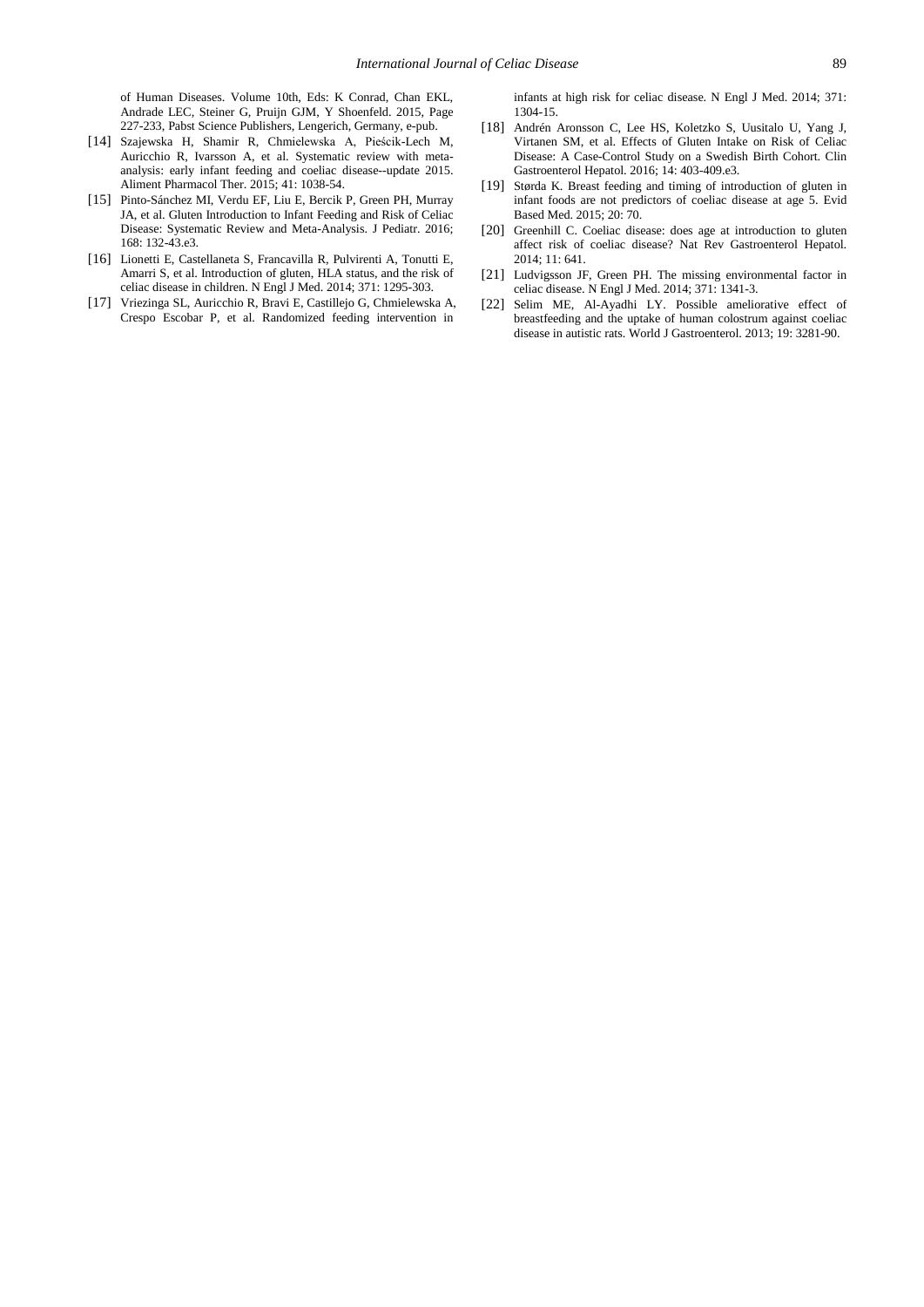of Human Diseases. Volume 10th, Eds: K Conrad, Chan EKL, Andrade LEC, Steiner G, Pruijn GJM, Y Shoenfeld. 2015, Page 227-233, Pabst Science Publishers, Lengerich, Germany, e-pub.

[14] Szajewska H, Shamir R, Chmielewska A, Pieścik-Lech M, Auricchio R, Ivarsson A, et al. Systematic review with meta-analysis: early infant feeding and coeliac disease--update 2015. Aliment Pharmacol Ther. 2015; 41: 1038-54.

[15] Pinto-Sánchez MI, Verdu EF, Liu E, Bercik P, Green PH, Murray JA, et al. Gluten Introduction to Infant Feeding and Risk of Celiac Disease: Systematic Review and Meta-Analysis. J Pediatr. 2016; 168: 132-43.e3.

[16] Lionetti E, Castellaneta S, Francavilla R, Pulvirenti A, Tonutti E, Amarri S, et al. Introduction of gluten, HLA status, and the risk of celiac disease in children. N Engl J Med. 2014; 371: 1295-303.

[17] Vriezinga SL, Auricchio R, Bravi E, Castillejo G, Chmielewska A, Crespo Escobar P, et al. Randomized feeding intervention in infants at high risk for celiac disease. N Engl J Med. 2014; 371: 1304-15.

[18] Andrén Aronsson C, Lee HS, Koletzko S, Uusitalo U, Yang J, Virtanen SM, et al. Effects of Gluten Intake on Risk of Celiac Disease: A Case-Control Study on a Swedish Birth Cohort. Clin Gastroenterol Hepatol. 2016; 14: 403-409.e3.

[19] Størda K. Breast feeding and timing of introduction of gluten in infant foods are not predictors of coeliac disease at age 5. Evid Based Med. 2015; 20: 70.

[20] Greenhill C. Coeliac disease: does age at introduction to gluten affect risk of coeliac disease? Nat Rev Gastroenterol Hepatol. 2014; 11: 641.

[21] Ludvigsson JF, Green PH. The missing environmental factor in celiac disease. N Engl J Med. 2014; 371: 1341-3.

[22] Selim ME, Al-Ayadhi LY. Possible ameliorative effect of breastfeeding and the uptake of human colostrum against coeliac disease in autistic rats. World J Gastroenterol. 2013; 19: 3281-90.